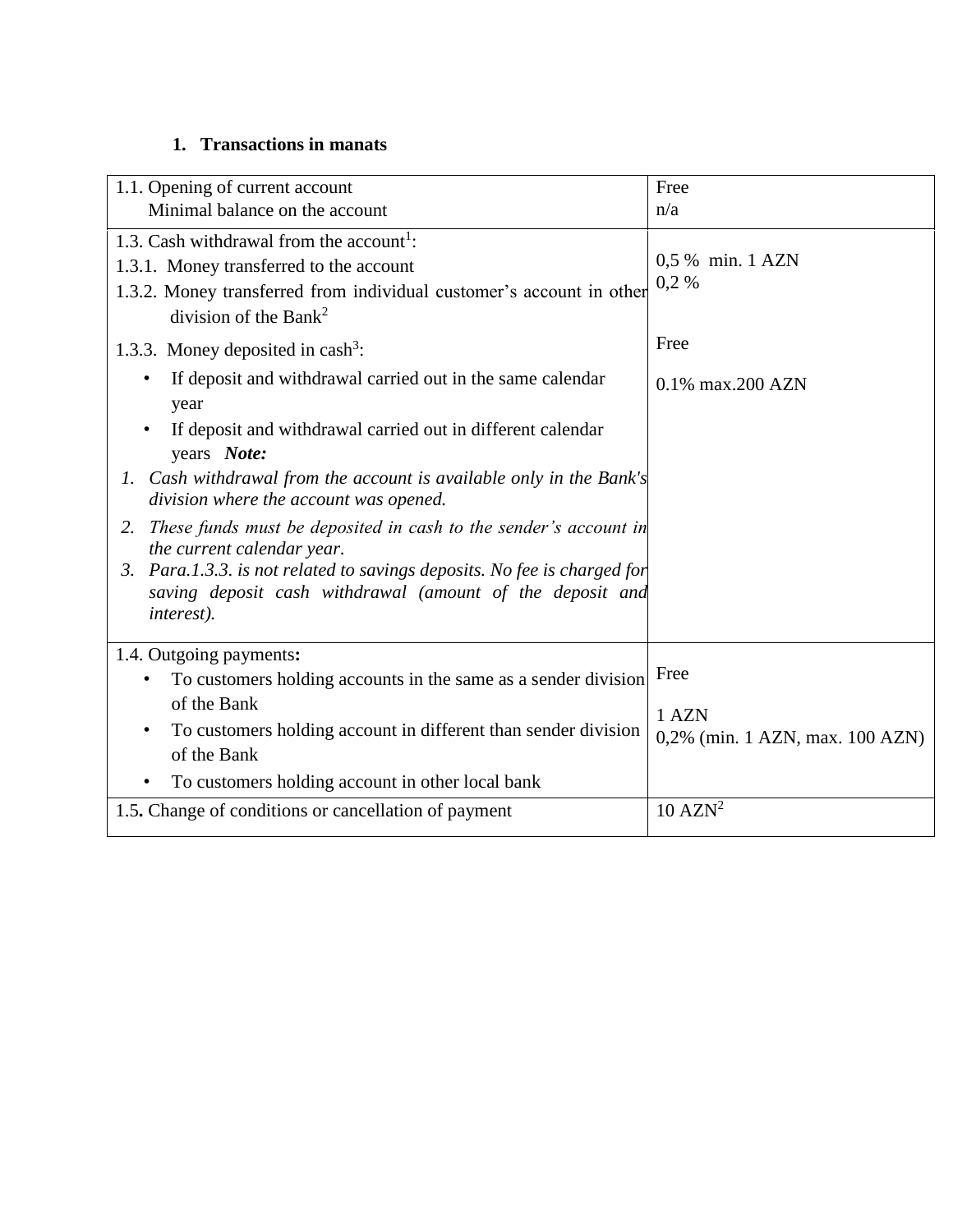## 1. Transactions in manats

| | |
|---|---|
| 1.1. Opening of current account<br>Minimal balance on the account | Free<br>n/a |
| 1.3. Cash withdrawal from the account[1]:<br>1.3.1. Money transferred to the account<br>1.3.2. Money transferred from individual customer's account in other division of the Bank[2]<br>1.3.3. Money deposited in cash[3]:<br>• If deposit and withdrawal carried out in the same calendar year<br>• If deposit and withdrawal carried out in different calendar years **Note:**<br>*1. Cash withdrawal from the account is available only in the Bank's division where the account was opened.*<br>*2. These funds must be deposited in cash to the sender's account in the current calendar year.*<br>*3. Para.1.3.3. is not related to savings deposits. No fee is charged for saving deposit cash withdrawal (amount of the deposit and interest).* | 0,5 % min. 1 AZN<br>0,2 %<br><br>Free<br><br>0.1% max.200 AZN |
| 1.4. Outgoing payments**:**<br>• To customers holding accounts in the same as a sender division of the Bank<br>• To customers holding account in different than sender division of the Bank<br>• To customers holding account in other local bank | Free<br><br>1 AZN<br>0,2% (min. 1 AZN, max. 100 AZN) |
| 1.**5.** Change of conditions or cancellation of payment | 10 AZN[2] |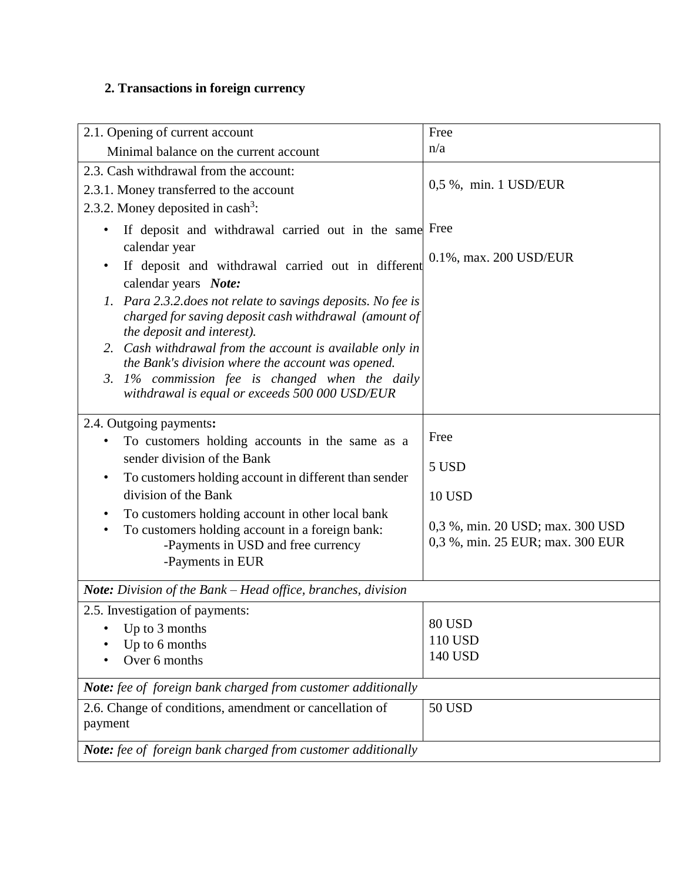## 2. Transactions in foreign currency

| | |
|---|---|
| 2.1. Opening of current account<br>Minimal balance on the current account | Free<br>n/a |
| 2.3. Cash withdrawal from the account:<br>2.3.1. Money transferred to the account<br>2.3.2. Money deposited in cash[3]:<br>• If deposit and withdrawal carried out in the same calendar year<br>• If deposit and withdrawal carried out in different calendar years ***Note:***<br>1. *Para 2.3.2.does not relate to savings deposits. No fee is charged for saving deposit cash withdrawal (amount of the deposit and interest).*<br>2. *Cash withdrawal from the account is available only in the Bank's division where the account was opened.*<br>3. *1% commission fee is changed when the daily withdrawal is equal or exceeds 500 000 USD/EUR* | 0,5 %, min. 1 USD/EUR<br><br>Free<br>0.1%, max. 200 USD/EUR |
| 2.4. Outgoing payments**:**<br>• To customers holding accounts in the same as a sender division of the Bank<br>• To customers holding account in different than sender division of the Bank<br>• To customers holding account in other local bank<br>• To customers holding account in a foreign bank:<br>-Payments in USD and free currency<br>-Payments in EUR | Free<br>5 USD<br>10 USD<br>0,3 %, min. 20 USD; max. 300 USD<br>0,3 %, min. 25 EUR; max. 300 EUR |
| ***Note:*** *Division of the Bank – Head office, branches, division* | |
| 2.5. Investigation of payments:<br>• Up to 3 months<br>• Up to 6 months<br>• Over 6 months | 80 USD<br>110 USD<br>140 USD |
| ***Note:*** *fee of foreign bank charged from customer additionally* | |
| 2.6. Change of conditions, amendment or cancellation of payment | 50 USD |
| ***Note:*** *fee of foreign bank charged from customer additionally* | |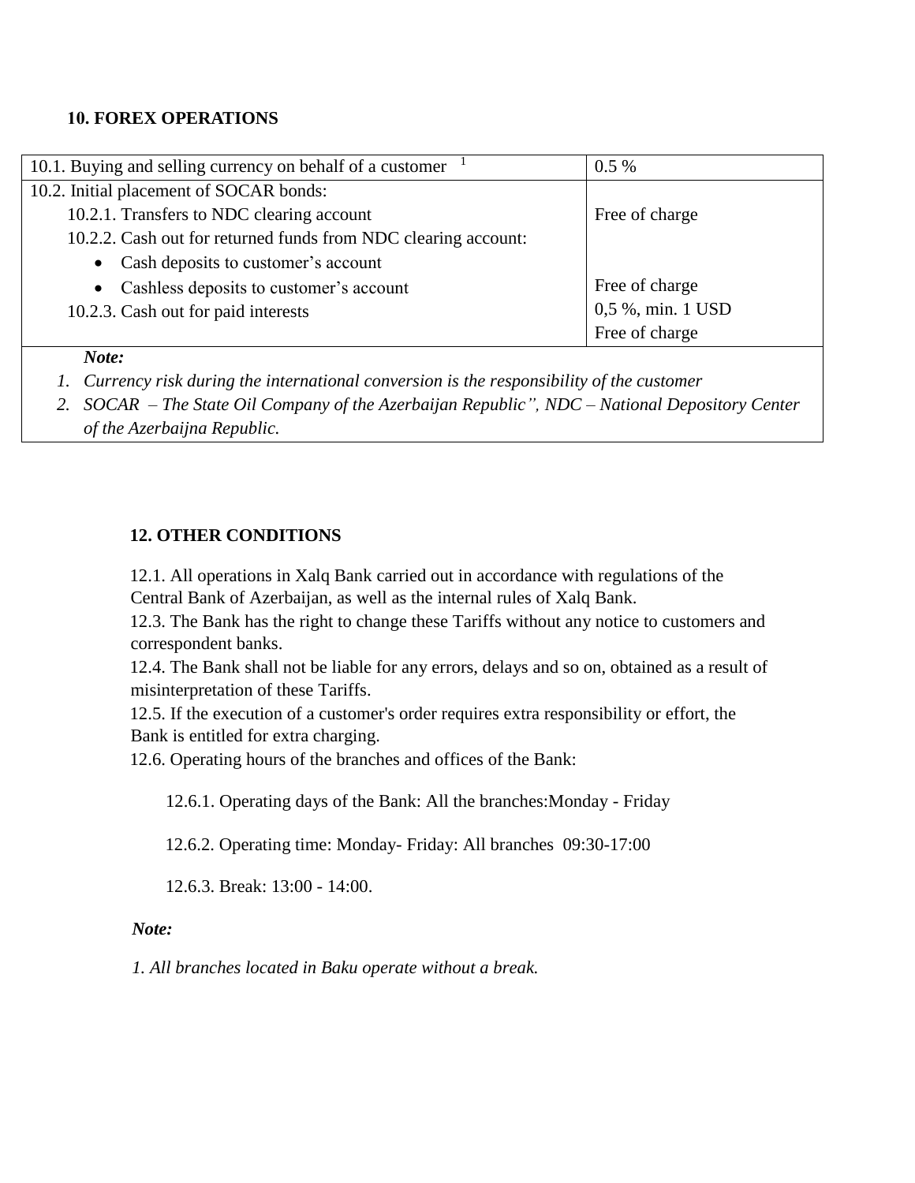**10. FOREX OPERATIONS**

| | |
|---|---|
| 10.1. Buying and selling currency on behalf of a customer [1] | 0.5 % |
| 10.2. Initial placement of SOCAR bonds: | |
| 10.2.1. Transfers to NDC clearing account | Free of charge |
| 10.2.2. Cash out for returned funds from NDC clearing account: | |
| • Cash deposits to customer's account | Free of charge |
| • Cashless deposits to customer's account | 0,5 %, min. 1 USD |
| 10.2.3. Cash out for paid interests | Free of charge |

***Note:***

1. *Currency risk during the international conversion is the responsibility of the customer*
2. *SOCAR – The State Oil Company of the Azerbaijan Republic", NDC – National Depository Center of the Azerbaijna Republic.*

**12. OTHER CONDITIONS**

12.1. All operations in Xalq Bank carried out in accordance with regulations of the Central Bank of Azerbaijan, as well as the internal rules of Xalq Bank.
12.3. The Bank has the right to change these Tariffs without any notice to customers and correspondent banks.
12.4. The Bank shall not be liable for any errors, delays and so on, obtained as a result of misinterpretation of these Tariffs.
12.5. If the execution of a customer's order requires extra responsibility or effort, the Bank is entitled for extra charging.
12.6. Operating hours of the branches and offices of the Bank:

12.6.1. Operating days of the Bank: All the branches:Monday - Friday

12.6.2. Operating time: Monday- Friday: All branches 09:30-17:00

12.6.3. Break: 13:00 - 14:00.

***Note:***

*1. All branches located in Baku operate without a break.*